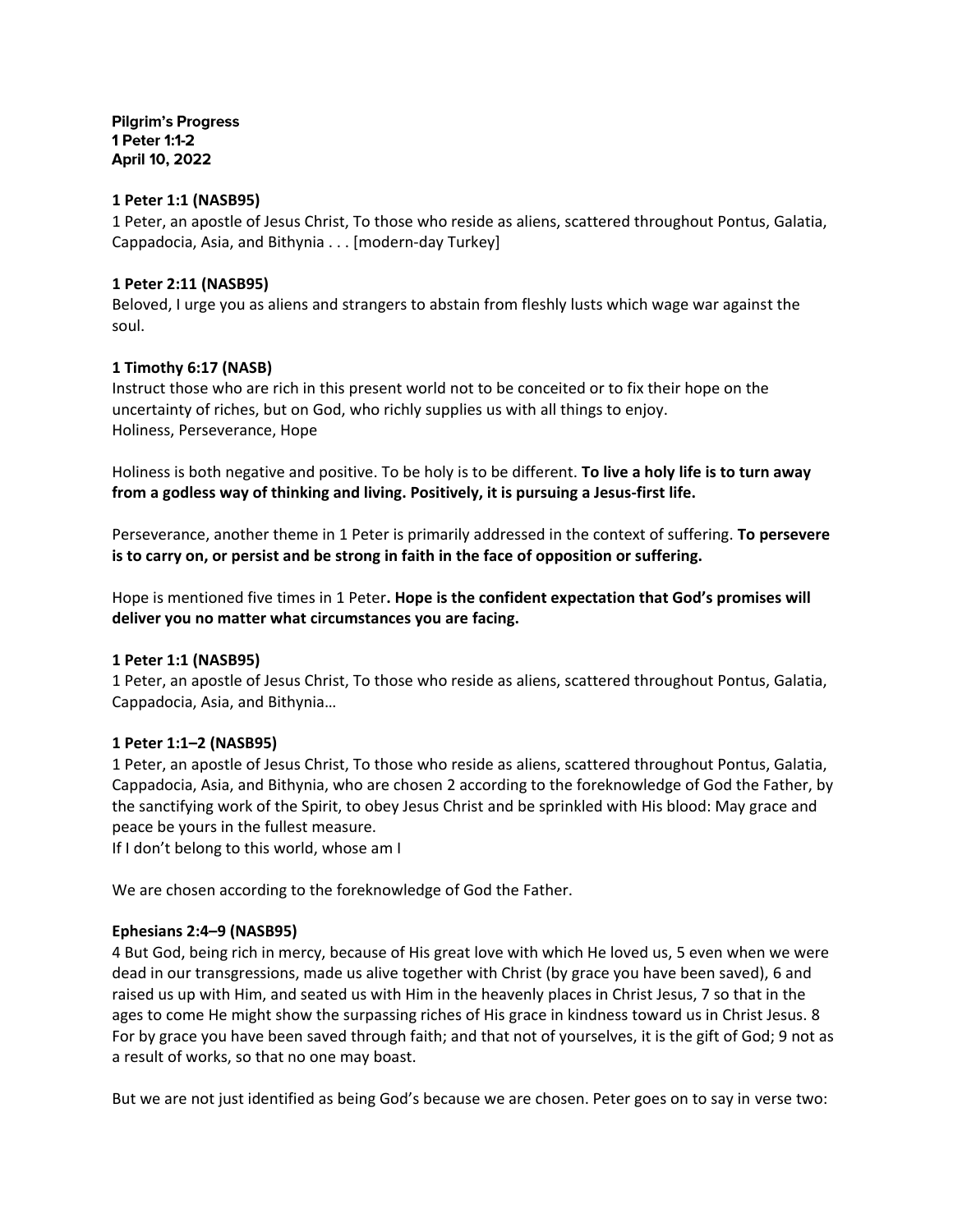**Pilgrim's Progress**
**1 Peter 1:1-2**
**April 10, 2022**

**1 Peter 1:1 (NASB95)**
1 Peter, an apostle of Jesus Christ, To those who reside as aliens, scattered throughout Pontus, Galatia, Cappadocia, Asia, and Bithynia . . . [modern-day Turkey]

**1 Peter 2:11 (NASB95)**
Beloved, I urge you as aliens and strangers to abstain from fleshly lusts which wage war against the soul.

**1 Timothy 6:17 (NASB)**
Instruct those who are rich in this present world not to be conceited or to fix their hope on the uncertainty of riches, but on God, who richly supplies us with all things to enjoy.
Holiness, Perseverance, Hope

Holiness is both negative and positive. To be holy is to be different. **To live a holy life is to turn away from a godless way of thinking and living. Positively, it is pursuing a Jesus-first life.**

Perseverance, another theme in 1 Peter is primarily addressed in the context of suffering. **To persevere is to carry on, or persist and be strong in faith in the face of opposition or suffering.**

Hope is mentioned five times in 1 Peter**. Hope is the confident expectation that God's promises will deliver you no matter what circumstances you are facing.**

**1 Peter 1:1 (NASB95)**
1 Peter, an apostle of Jesus Christ, To those who reside as aliens, scattered throughout Pontus, Galatia, Cappadocia, Asia, and Bithynia…

**1 Peter 1:1–2 (NASB95)**
1 Peter, an apostle of Jesus Christ, To those who reside as aliens, scattered throughout Pontus, Galatia, Cappadocia, Asia, and Bithynia, who are chosen 2 according to the foreknowledge of God the Father, by the sanctifying work of the Spirit, to obey Jesus Christ and be sprinkled with His blood: May grace and peace be yours in the fullest measure.
If I don't belong to this world, whose am I

We are chosen according to the foreknowledge of God the Father.

**Ephesians 2:4–9 (NASB95)**
4 But God, being rich in mercy, because of His great love with which He loved us, 5 even when we were dead in our transgressions, made us alive together with Christ (by grace you have been saved), 6 and raised us up with Him, and seated us with Him in the heavenly places in Christ Jesus, 7 so that in the ages to come He might show the surpassing riches of His grace in kindness toward us in Christ Jesus. 8 For by grace you have been saved through faith; and that not of yourselves, it is the gift of God; 9 not as a result of works, so that no one may boast.

But we are not just identified as being God's because we are chosen. Peter goes on to say in verse two: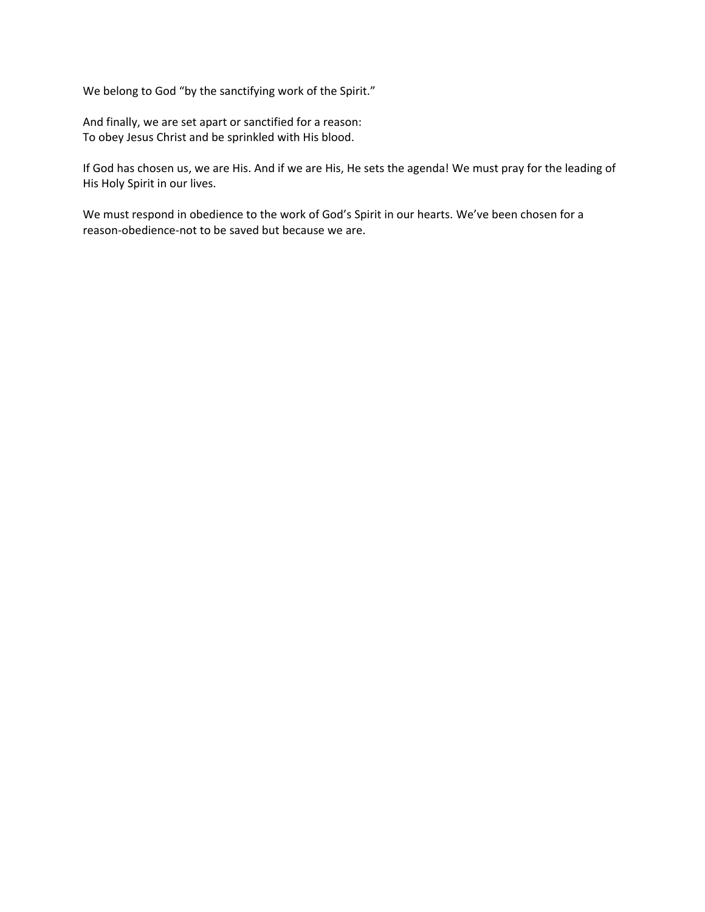We belong to God "by the sanctifying work of the Spirit."

And finally, we are set apart or sanctified for a reason:
To obey Jesus Christ and be sprinkled with His blood.

If God has chosen us, we are His. And if we are His, He sets the agenda! We must pray for the leading of His Holy Spirit in our lives.

We must respond in obedience to the work of God's Spirit in our hearts. We've been chosen for a reason-obedience-not to be saved but because we are.